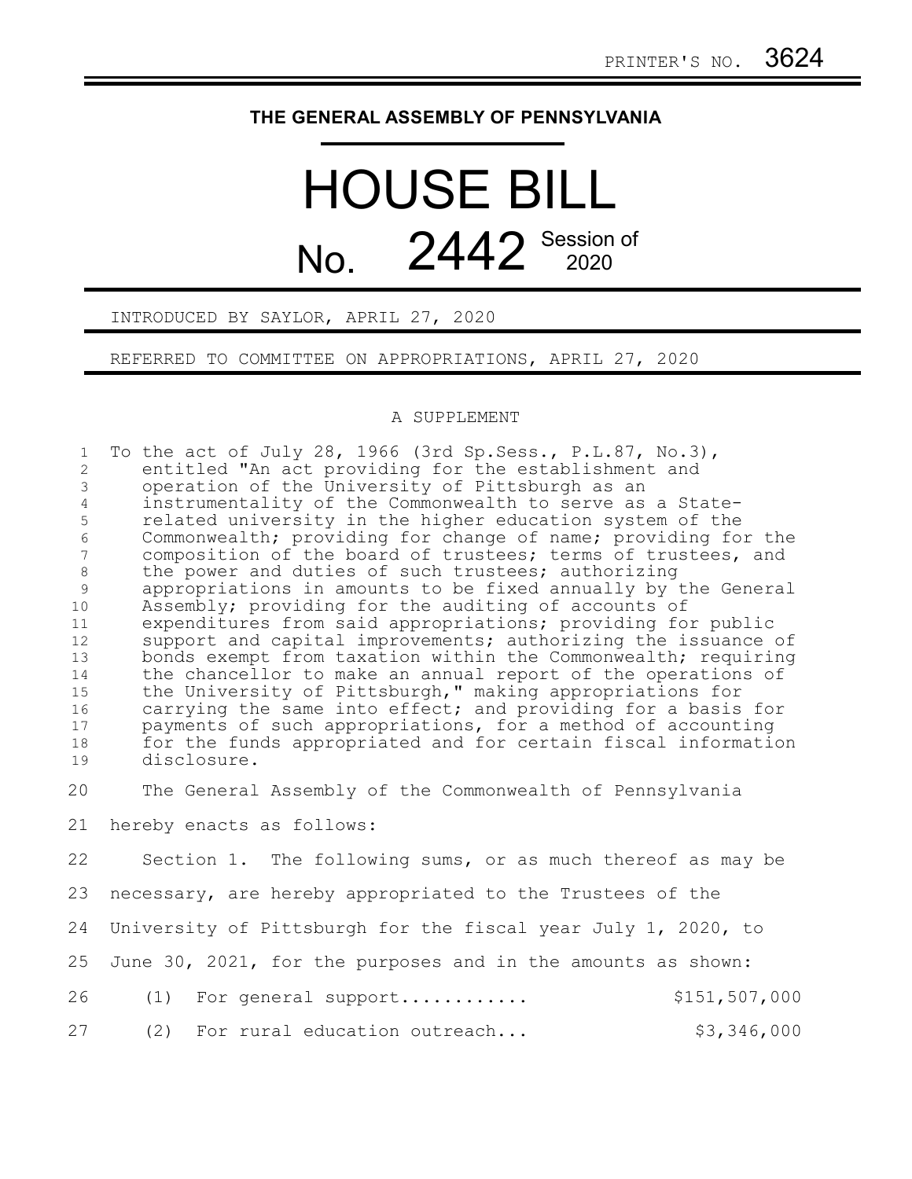PRINTER'S NO. 3624

# THE GENERAL ASSEMBLY OF PENNSYLVANIA

# HOUSE BILL

## No. 2442 Session of 2020

INTRODUCED BY SAYLOR, APRIL 27, 2020

REFERRED TO COMMITTEE ON APPROPRIATIONS, APRIL 27, 2020

A SUPPLEMENT

To the act of July 28, 1966 (3rd Sp.Sess., P.L.87, No.3), entitled "An act providing for the establishment and operation of the University of Pittsburgh as an instrumentality of the Commonwealth to serve as a State-related university in the higher education system of the Commonwealth; providing for change of name; providing for the composition of the board of trustees; terms of trustees, and the power and duties of such trustees; authorizing appropriations in amounts to be fixed annually by the General Assembly; providing for the auditing of accounts of expenditures from said appropriations; providing for public support and capital improvements; authorizing the issuance of bonds exempt from taxation within the Commonwealth; requiring the chancellor to make an annual report of the operations of the University of Pittsburgh," making appropriations for carrying the same into effect; and providing for a basis for payments of such appropriations, for a method of accounting for the funds appropriated and for certain fiscal information disclosure.

The General Assembly of the Commonwealth of Pennsylvania hereby enacts as follows:

Section 1. The following sums, or as much thereof as may be necessary, are hereby appropriated to the Trustees of the University of Pittsburgh for the fiscal year July 1, 2020, to June 30, 2021, for the purposes and in the amounts as shown:

(1) For general support........... $151,507,000

(2) For rural education outreach... $3,346,000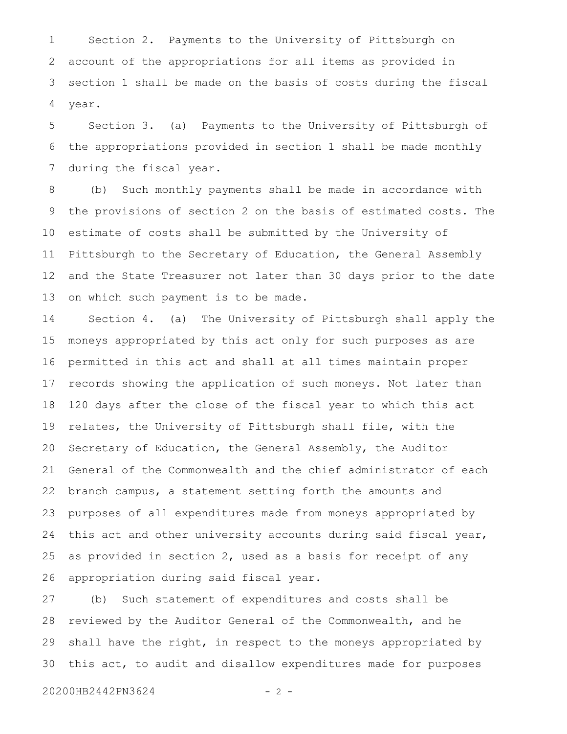Section 2. Payments to the University of Pittsburgh on account of the appropriations for all items as provided in section 1 shall be made on the basis of costs during the fiscal year.

Section 3. (a) Payments to the University of Pittsburgh of the appropriations provided in section 1 shall be made monthly during the fiscal year.

(b) Such monthly payments shall be made in accordance with the provisions of section 2 on the basis of estimated costs. The estimate of costs shall be submitted by the University of Pittsburgh to the Secretary of Education, the General Assembly and the State Treasurer not later than 30 days prior to the date on which such payment is to be made.

Section 4. (a) The University of Pittsburgh shall apply the moneys appropriated by this act only for such purposes as are permitted in this act and shall at all times maintain proper records showing the application of such moneys. Not later than 120 days after the close of the fiscal year to which this act relates, the University of Pittsburgh shall file, with the Secretary of Education, the General Assembly, the Auditor General of the Commonwealth and the chief administrator of each branch campus, a statement setting forth the amounts and purposes of all expenditures made from moneys appropriated by this act and other university accounts during said fiscal year, as provided in section 2, used as a basis for receipt of any appropriation during said fiscal year.

(b) Such statement of expenditures and costs shall be reviewed by the Auditor General of the Commonwealth, and he shall have the right, in respect to the moneys appropriated by this act, to audit and disallow expenditures made for purposes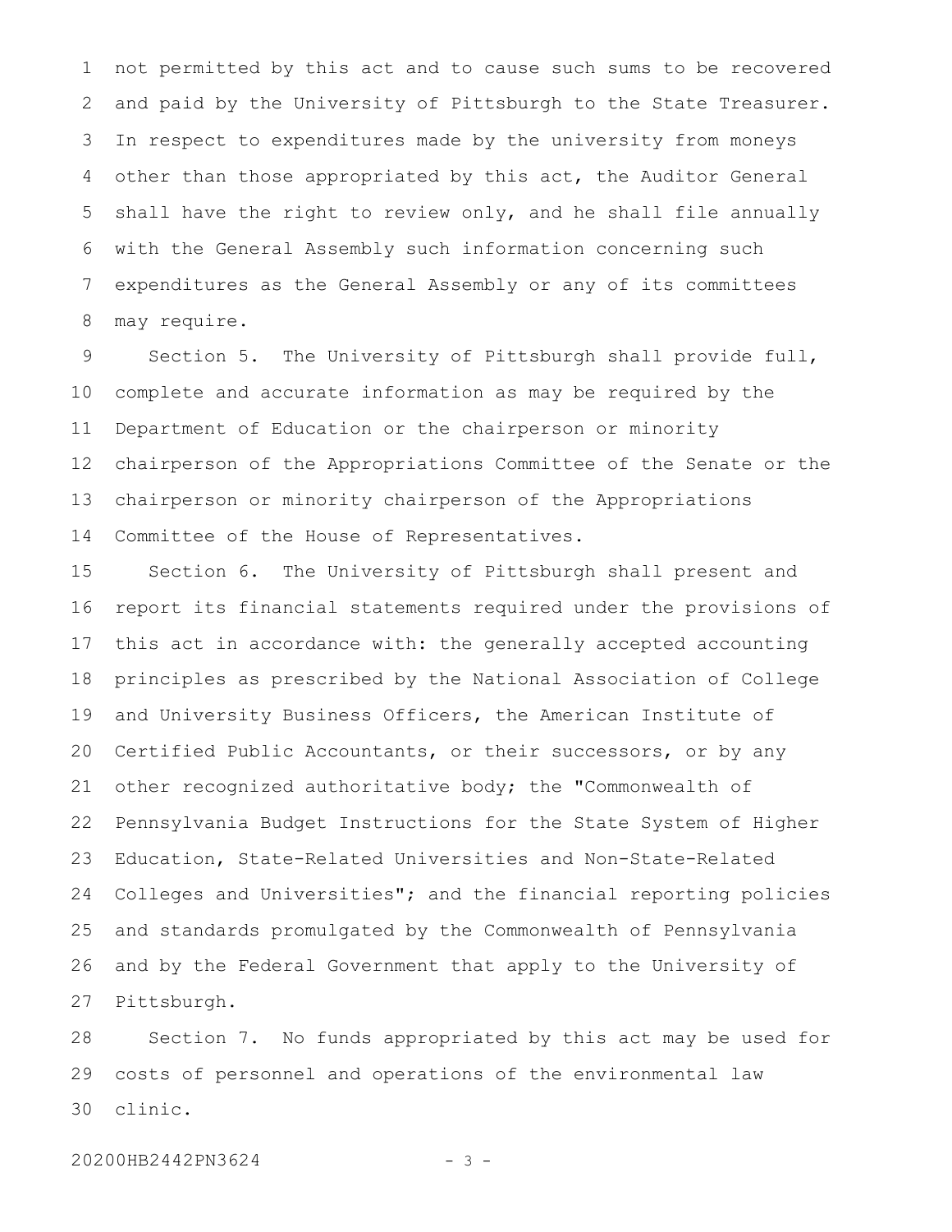not permitted by this act and to cause such sums to be recovered and paid by the University of Pittsburgh to the State Treasurer. In respect to expenditures made by the university from moneys other than those appropriated by this act, the Auditor General shall have the right to review only, and he shall file annually with the General Assembly such information concerning such expenditures as the General Assembly or any of its committees may require.

Section 5. The University of Pittsburgh shall provide full, complete and accurate information as may be required by the Department of Education or the chairperson or minority chairperson of the Appropriations Committee of the Senate or the chairperson or minority chairperson of the Appropriations Committee of the House of Representatives.

Section 6. The University of Pittsburgh shall present and report its financial statements required under the provisions of this act in accordance with: the generally accepted accounting principles as prescribed by the National Association of College and University Business Officers, the American Institute of Certified Public Accountants, or their successors, or by any other recognized authoritative body; the "Commonwealth of Pennsylvania Budget Instructions for the State System of Higher Education, State-Related Universities and Non-State-Related Colleges and Universities"; and the financial reporting policies and standards promulgated by the Commonwealth of Pennsylvania and by the Federal Government that apply to the University of Pittsburgh.

Section 7. No funds appropriated by this act may be used for costs of personnel and operations of the environmental law clinic.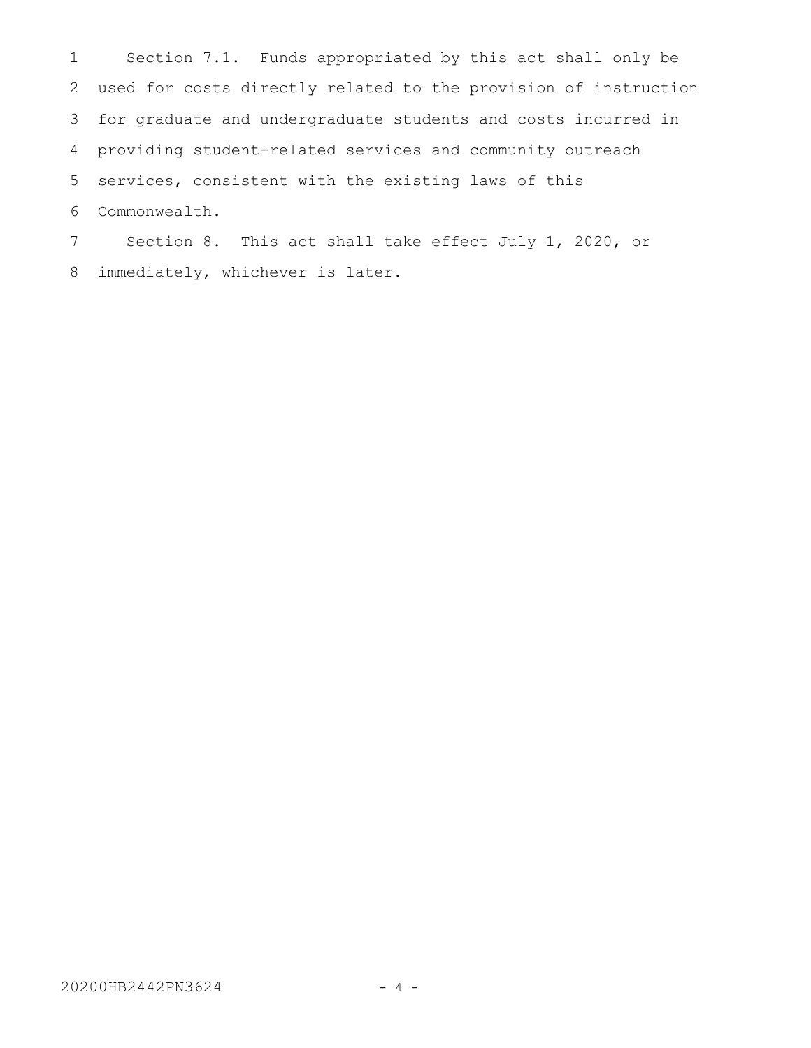Section 7.1. Funds appropriated by this act shall only be used for costs directly related to the provision of instruction for graduate and undergraduate students and costs incurred in providing student-related services and community outreach services, consistent with the existing laws of this Commonwealth.

Section 8. This act shall take effect July 1, 2020, or immediately, whichever is later.